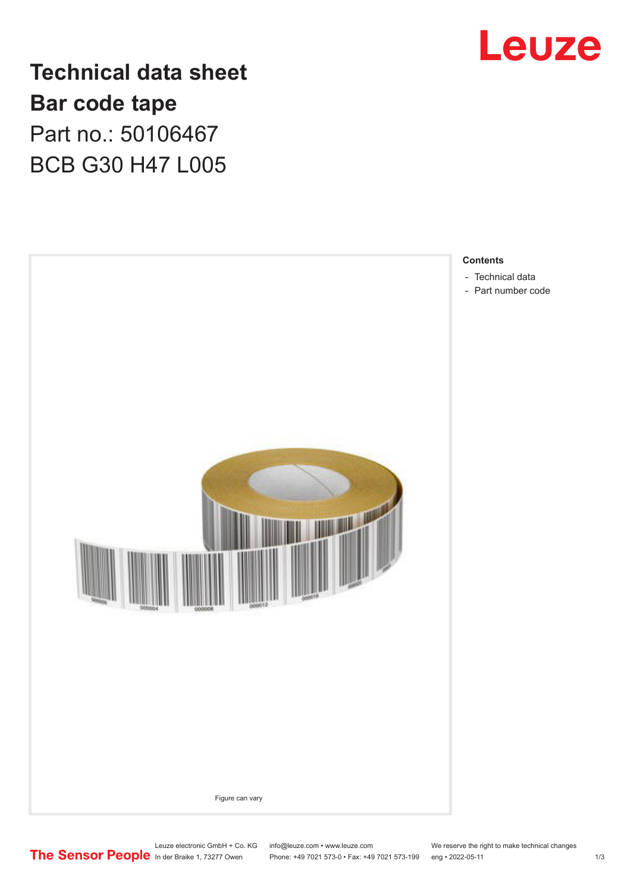# Technical data sheet
# Bar code tape
## Part no.: 50106467
## BCB G30 H47 L005

Figure can vary

**Contents**

- Technical data
- Part number code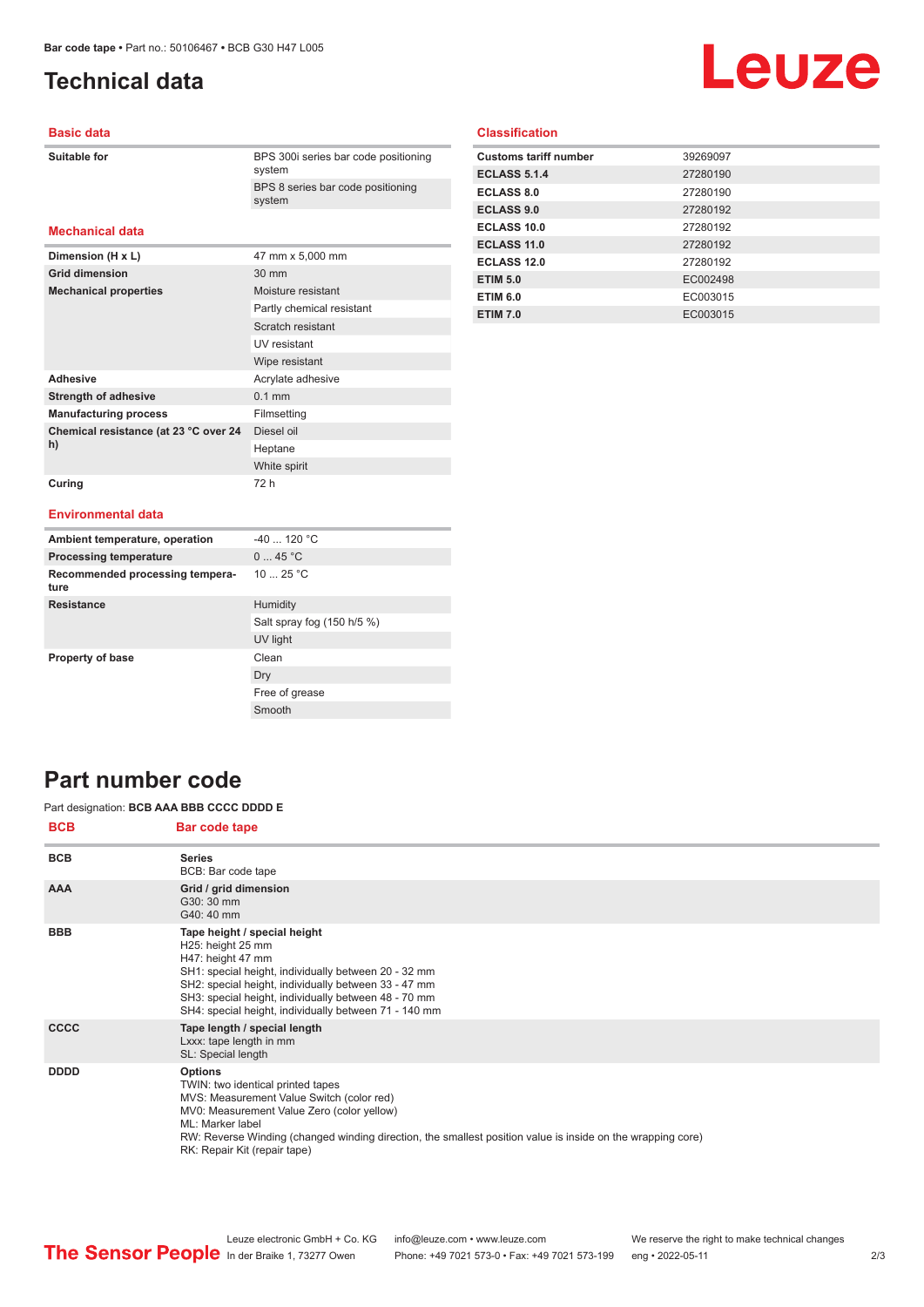# Technical data

## Basic data

| | |
|---|---|
| **Suitable for** | BPS 300i series bar code positioning system |
| | BPS 8 series bar code positioning system |

## Mechanical data

| | |
|---|---|
| **Dimension (H x L)** | 47 mm x 5,000 mm |
| **Grid dimension** | 30 mm |
| **Mechanical properties** | Moisture resistant |
| | Partly chemical resistant |
| | Scratch resistant |
| | UV resistant |
| | Wipe resistant |
| **Adhesive** | Acrylate adhesive |
| **Strength of adhesive** | 0.1 mm |
| **Manufacturing process** | Filmsetting |
| **Chemical resistance (at 23 °C over 24 h)** | Diesel oil |
| | Heptane |
| | White spirit |
| **Curing** | 72 h |

## Environmental data

| | |
|---|---|
| **Ambient temperature, operation** | -40 ... 120 °C |
| **Processing temperature** | 0 ... 45 °C |
| **Recommended processing temperature** | 10 ... 25 °C |
| **Resistance** | Humidity |
| | Salt spray fog (150 h/5 %) |
| | UV light |
| **Property of base** | Clean |
| | Dry |
| | Free of grease |
| | Smooth |

## Classification

| | |
|---|---|
| **Customs tariff number** | 39269097 |
| **ECLASS 5.1.4** | 27280190 |
| **ECLASS 8.0** | 27280190 |
| **ECLASS 9.0** | 27280192 |
| **ECLASS 10.0** | 27280192 |
| **ECLASS 11.0** | 27280192 |
| **ECLASS 12.0** | 27280192 |
| **ETIM 5.0** | EC002498 |
| **ETIM 6.0** | EC003015 |
| **ETIM 7.0** | EC003015 |

# Part number code

Part designation: **BCB AAA BBB CCCC DDDD E**

| BCB | Bar code tape |
|---|---|
| **BCB** | **Series**<br>BCB: Bar code tape |
| **AAA** | **Grid / grid dimension**<br>G30: 30 mm<br>G40: 40 mm |
| **BBB** | **Tape height / special height**<br>H25: height 25 mm<br>H47: height 47 mm<br>SH1: special height, individually between 20 - 32 mm<br>SH2: special height, individually between 33 - 47 mm<br>SH3: special height, individually between 48 - 70 mm<br>SH4: special height, individually between 71 - 140 mm |
| **CCCC** | **Tape length / special length**<br>Lxxx: tape length in mm<br>SL: Special length |
| **DDDD** | **Options**<br>TWIN: two identical printed tapes<br>MVS: Measurement Value Switch (color red)<br>MV0: Measurement Value Zero (color yellow)<br>ML: Marker label<br>RW: Reverse Winding (changed winding direction, the smallest position value is inside on the wrapping core)<br>RK: Repair Kit (repair tape) |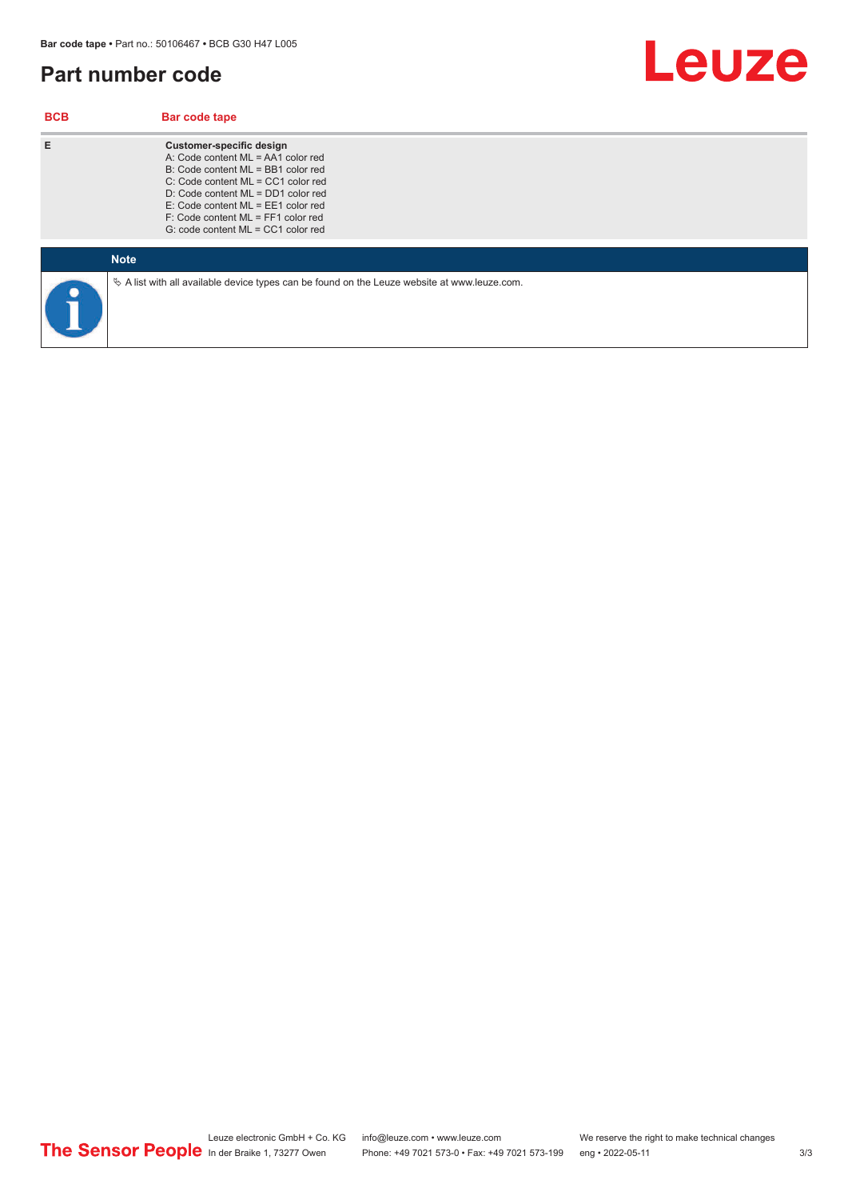## Part number code

| BCB | Bar code tape |
| --- | --- |
| E | **Customer-specific design**<br>A: Code content ML = AA1 color red<br>B: Code content ML = BB1 color red<br>C: Code content ML = CC1 color red<br>D: Code content ML = DD1 color red<br>E: Code content ML = EE1 color red<br>F: Code content ML = FF1 color red<br>G: code content ML = CC1 color red |

**Note**

✎ A list with all available device types can be found on the Leuze website at www.leuze.com.